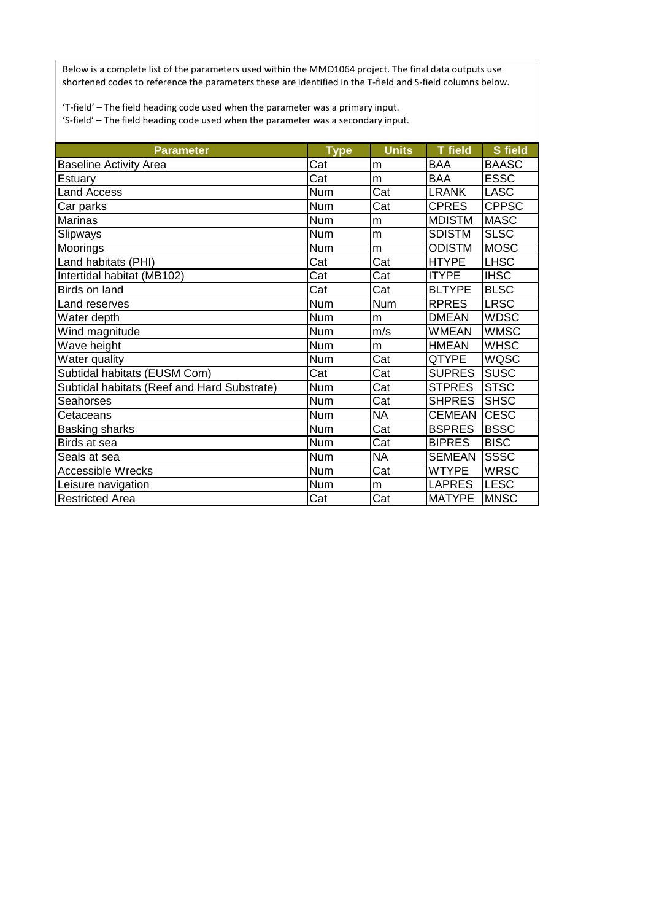Below is a complete list of the parameters used within the MMO1064 project. The final data outputs use shortened codes to reference the parameters these are identified in the T-field and S-field columns below.

'T-field' – The field heading code used when the parameter was a primary input.
'S-field' – The field heading code used when the parameter was a secondary input.

| Parameter | Type | Units | T field | S field |
| --- | --- | --- | --- | --- |
| Baseline Activity Area | Cat | m | BAA | BAASC |
| Estuary | Cat | m | BAA | ESSC |
| Land Access | Num | Cat | LRANK | LASC |
| Car parks | Num | Cat | CPRES | CPPSC |
| Marinas | Num | m | MDISTM | MASC |
| Slipways | Num | m | SDISTM | SLSC |
| Moorings | Num | m | ODISTM | MOSC |
| Land habitats (PHI) | Cat | Cat | HTYPE | LHSC |
| Intertidal habitat (MB102) | Cat | Cat | ITYPE | IHSC |
| Birds on land | Cat | Cat | BLTYPE | BLSC |
| Land reserves | Num | Num | RPRES | LRSC |
| Water depth | Num | m | DMEAN | WDSC |
| Wind magnitude | Num | m/s | WMEAN | WMSC |
| Wave height | Num | m | HMEAN | WHSC |
| Water quality | Num | Cat | QTYPE | WQSC |
| Subtidal habitats (EUSM Com) | Cat | Cat | SUPRES | SUSC |
| Subtidal habitats (Reef and Hard Substrate) | Num | Cat | STPRES | STSC |
| Seahorses | Num | Cat | SHPRES | SHSC |
| Cetaceans | Num | NA | CEMEAN | CESC |
| Basking sharks | Num | Cat | BSPRES | BSSC |
| Birds at sea | Num | Cat | BIPRES | BISC |
| Seals at sea | Num | NA | SEMEAN | SSSC |
| Accessible Wrecks | Num | Cat | WTYPE | WRSC |
| Leisure navigation | Num | m | LAPRES | LESC |
| Restricted Area | Cat | Cat | MATYPE | MNSC |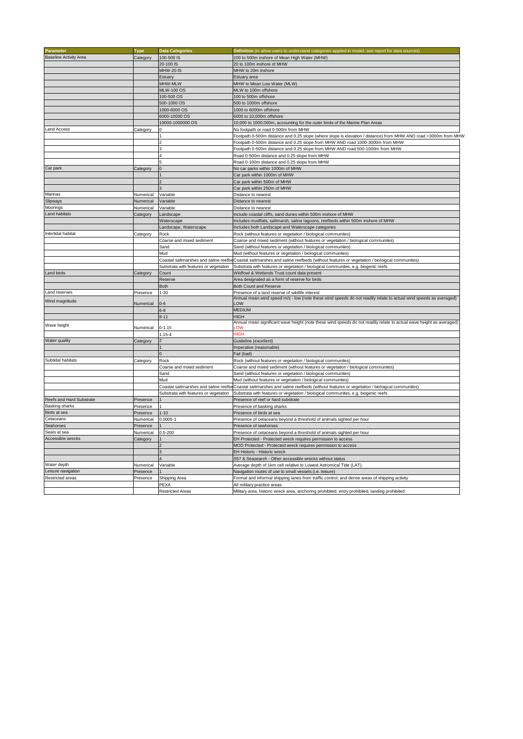| Parameter | Type | Data Categories | Definition (to allow users to understand categories applied in model, see report for data sources) |
|---|---|---|---|
| Baseline Activity Area | Category | 100-500 IS | 100 to 500m inshore of Mean High Water (MHW) |
| | | 20-100 IS | 20 to 100m inshore of MHW |
| | | MHW-20 IS | MHW to 20m inshore |
| | | Estuary | Estuary area |
| | | MHW-MLW | MHW to Mean Low Water (MLW) |
| | | MLW-100 OS | MLW to 100m offshore |
| | | 100-500 OS | 100 to 500m offshore |
| | | 500-1000 OS | 500 to 1000m offshore |
| | | 1000-6000 OS | 1000 to 6000m offshore |
| | | 6000-10000 OS | 6000 to 10,000m offshore |
| | | 10000-1000000 OS | 10,000 to 1000,000m, accounting for the outer limits of the Marine Plan Areas |
| Land Access | Category | 0 | No footpath or road 0-500m from MHW |
| | | 1 | Footpath 0-500m distance and 0.25 slope (where slope is elevation / distance) from MHW AND road >3000m from MHW |
| | | 2 | Footpath 0-500m distance and 0.25 slope from MHW AND road 1000-3000m from MHW |
| | | 3 | Footpath 0-500m distance and 0.25 slope from MHW AND road 500-1000m from MHW |
| | | 4 | Road 0-500m distance and 0.25 slope from MHW |
| | | 5 | Road 0-100m distance and 0.25 slope from MHW |
| Car park | Category | 0 | No car parks within 1000m of MHW |
| | | 1 | Car park within 1000m of MHW |
| | | 2 | Car park within 500m of MHW |
| | | 3 | Car park within 250m of MHW |
| Marinas | Numerical | Variable | Distance to nearest |
| Slipways | Numerical | Variable | Distance to nearest |
| Moorings | Numerical | Variable | Distance to nearest |
| Land habitats | Category | Landscape | Include coastal cliffs, sand dunes within 500m inshore of MHW |
| | | Waterscape | Includes mudflats, saltmarsh, saline lagoons, reefbeds within 500m inshore of MHW |
| | | Landscape, Waterscape | Includes both Landscape and Waterscape categories |
| Intertidal habitat | Category | Rock | Rock (without features or vegetation / biological communites) |
| | | Coarse and mixed sediment | Coarse and mixed sediment (without features or vegetation / biological communites) |
| | | Sand | Sand (without features or vegetation / biological communites) |
| | | Mud | Mud (without features or vegetation / biological communites) |
| | | Coastal saltmarshes and saline reefbe | Coastal saltmarshes and saline reefbeds (without features or vegetation / bioloigcal communites) |
| | | Substrata with features or vegetation | Substrata with features or vegetation / biological communites, e.g. biogenic reefs |
| Land birds | Category | Count | Wildfowl & Wetlands Trust count data present |
| | | Reserve | Area designated as a form of reserve for birds |
| | | Both | Both Count and Reserve |
| Land reserves | Presence | 1-20 | Presence of a land reserve of wildlife interest |
| Wind magnitude | Numerical | 0-6 | Annual mean wind speed m/s - low (note these wind speeds do not readily relate to actual wind speeds as averaged) LOW |
| | | 6-8 | MEDIUM |
| | | 8-11 | HIGH |
| Wave height | Numerical | 0-1.15 | Annual mean significant wave height (note these wind speeds do not readily relate to actual wave height as averaged) LOW |
| | | 1.15-4 | HIGH |
| Water quality | Category | 2 | Guideline (excellent) |
| | | 1 | Imperative (reasonable) |
| | | 0 | Fail (bad) |
| Subtidal habitats | Category | Rock | Rock (without features or vegetation / biological communites) |
| | | Coarse and mixed sediment | Coarse and mixed sediment (without features or vegetation / biological communites) |
| | | Sand | Sand (without features or vegetation / biological communites) |
| | | Mud | Mud (without features or vegetation / biological communites) |
| | | Coastal saltmarshes and saline reefbe | Coastal saltmarshes and saline reefbeds (without features or vegetation / bioloigcal communites) |
| | | Substrata with features or vegetation | Substrata with features or vegetation / biological communites, e.g. biogenic reefs |
| Reefs and Hard Substrate | Presence | 1 | Presence of reef or hard substrate |
| Basking sharks | Presence | 1 | Presence of basking sharks |
| Birds at sea | Presence | 1-10 | Presence of birds at sea |
| Cetaceans | Numerical | 0.0005-1 | Presence of cetaceans beyond a threshold of animals sighted per hour |
| Seahorses | Presence | 1 | Presence of seahorses |
| Seals at sea | Numerical | 0.5-200 | Presence of cetaceans beyond a threshold of animals sighted per hour |
| Accessible wrecks | Category | 1 | EH Protected - Protected wreck requires permission to access |
| | | 2 | MOD Protected - Protected wreck requires permission to access |
| | | 3 | EH Historic - Historic wreck |
| | | 4 | S57 & Seasearch - Other accessible wrecks without status |
| Water depth | Numerical | Variable | Average depth of 1km cell relative to Lowest Astromical Tide (LAT). |
| Leisure navigation | Presence | 1 | Navigation routes of use to small vessels (i.e. leisure) |
| Restricted areas | Presence | Shipping Area | Formal and informal shipping lanes from traffic control; and dense areas of shipping activity |
| | | PEXA | All military practice areas |
| | | Restricted Areas | Military area, historic wreck area, anchoring prohibited, entry prohibited, landing prohibited |